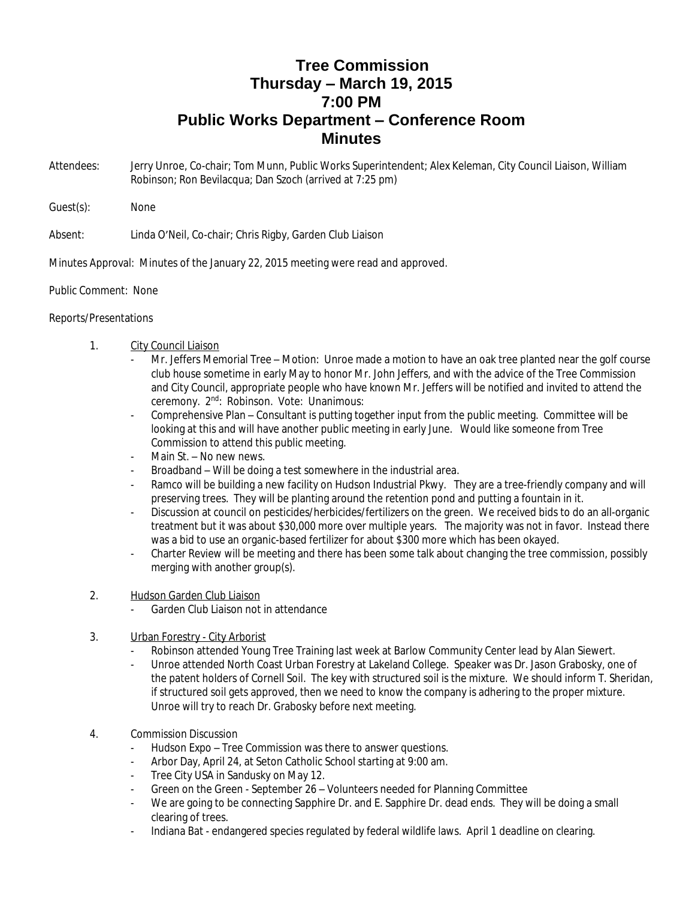# Tree Commission
# Thursday – March 19, 2015
# 7:00 PM
# Public Works Department – Conference Room
# Minutes

Attendees: Jerry Unroe, Co-chair; Tom Munn, Public Works Superintendent; Alex Keleman, City Council Liaison, William Robinson; Ron Bevilacqua; Dan Szoch (arrived at 7:25 pm)

Guest(s): None

Absent: Linda O'Neil, Co-chair; Chris Rigby, Garden Club Liaison

Minutes Approval: Minutes of the January 22, 2015 meeting were read and approved.

Public Comment: None

Reports/Presentations

1. City Council Liaison
   - Mr. Jeffers Memorial Tree – Motion: Unroe made a motion to have an oak tree planted near the golf course club house sometime in early May to honor Mr. John Jeffers, and with the advice of the Tree Commission and City Council, appropriate people who have known Mr. Jeffers will be notified and invited to attend the ceremony. 2nd: Robinson. Vote: Unanimous:
   - Comprehensive Plan – Consultant is putting together input from the public meeting. Committee will be looking at this and will have another public meeting in early June. Would like someone from Tree Commission to attend this public meeting.
   - Main St. – No new news.
   - Broadband – Will be doing a test somewhere in the industrial area.
   - Ramco will be building a new facility on Hudson Industrial Pkwy. They are a tree-friendly company and will preserving trees. They will be planting around the retention pond and putting a fountain in it.
   - Discussion at council on pesticides/herbicides/fertilizers on the green. We received bids to do an all-organic treatment but it was about $30,000 more over multiple years. The majority was not in favor. Instead there was a bid to use an organic-based fertilizer for about $300 more which has been okayed.
   - Charter Review will be meeting and there has been some talk about changing the tree commission, possibly merging with another group(s).

2. Hudson Garden Club Liaison
   - Garden Club Liaison not in attendance

3. Urban Forestry - City Arborist
   - Robinson attended Young Tree Training last week at Barlow Community Center lead by Alan Siewert.
   - Unroe attended North Coast Urban Forestry at Lakeland College. Speaker was Dr. Jason Grabosky, one of the patent holders of Cornell Soil. The key with structured soil is the mixture. We should inform T. Sheridan, if structured soil gets approved, then we need to know the company is adhering to the proper mixture. Unroe will try to reach Dr. Grabosky before next meeting.

4. Commission Discussion
   - Hudson Expo – Tree Commission was there to answer questions.
   - Arbor Day, April 24, at Seton Catholic School starting at 9:00 am.
   - Tree City USA in Sandusky on May 12.
   - Green on the Green - September 26 – Volunteers needed for Planning Committee
   - We are going to be connecting Sapphire Dr. and E. Sapphire Dr. dead ends. They will be doing a small clearing of trees.
   - Indiana Bat - endangered species regulated by federal wildlife laws. April 1 deadline on clearing.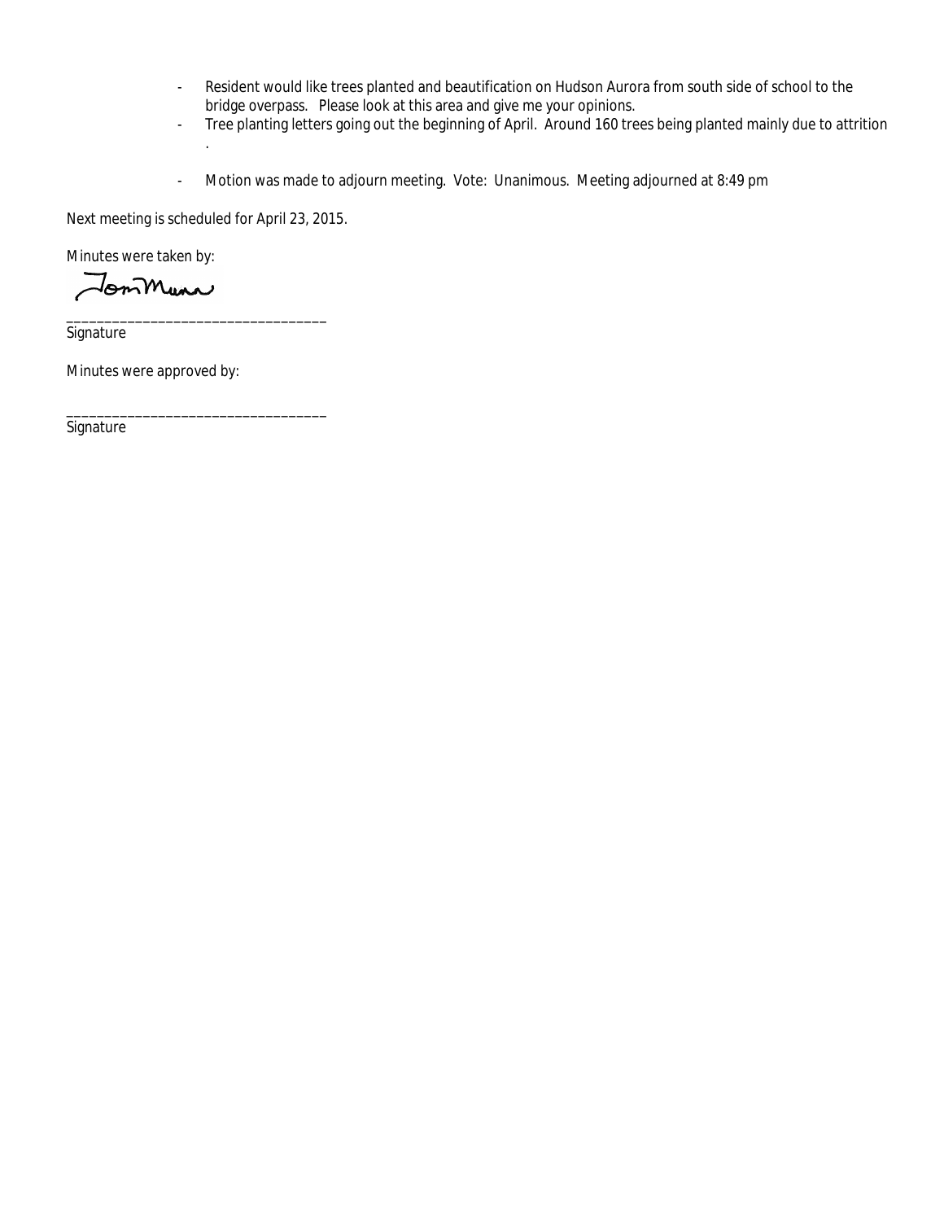- Resident would like trees planted and beautification on Hudson Aurora from south side of school to the bridge overpass. Please look at this area and give me your opinions.
- Tree planting letters going out the beginning of April. Around 160 trees being planted mainly due to attrition .
- Motion was made to adjourn meeting. Vote: Unanimous. Meeting adjourned at 8:49 pm

Next meeting is scheduled for April 23, 2015.

Minutes were taken by:

Tom Munn

___________________________________
Signature

Minutes were approved by:

___________________________________
Signature